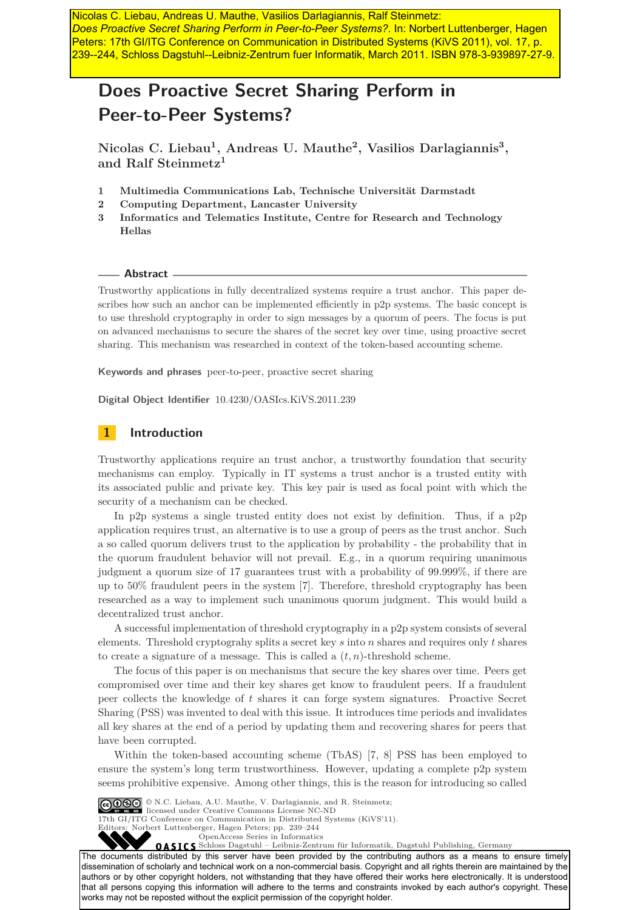Nicolas C. Liebau, Andreas U. Mauthe, Vasilios Darlagiannis, Ralf Steinmetz: *Does Proactive Secret Sharing Perform in Peer-to-Peer Systems?*. In: Norbert Luttenberger, Hagen Peters: 17th GI/ITG Conference on Communication in Distributed Systems (KiVS 2011), vol. 17, p. 239--244, Schloss Dagstuhl--Leibniz-Zentrum fuer Informatik, March 2011. ISBN 978-3-939897-27-9.

# Does Proactive Secret Sharing Perform in Peer-to-Peer Systems?

**Nicolas C. Liebau[1], Andreas U. Mauthe[2], Vasilios Darlagiannis[3], and Ralf Steinmetz[1]**

1 **Multimedia Communications Lab, Technische Universität Darmstadt**
2 **Computing Department, Lancaster University**
3 **Informatics and Telematics Institute, Centre for Research and Technology Hellas**

## Abstract

Trustworthy applications in fully decentralized systems require a trust anchor. This paper describes how such an anchor can be implemented efficiently in p2p systems. The basic concept is to use threshold cryptography in order to sign messages by a quorum of peers. The focus is put on advanced mechanisms to secure the shares of the secret key over time, using proactive secret sharing. This mechanism was researched in context of the token-based accounting scheme.

**Keywords and phrases** peer-to-peer, proactive secret sharing

**Digital Object Identifier** 10.4230/OASIcs.KiVS.2011.239

## 1 Introduction

Trustworthy applications require an trust anchor, a trustworthy foundation that security mechanisms can employ. Typically in IT systems a trust anchor is a trusted entity with its associated public and private key. This key pair is used as focal point with which the security of a mechanism can be checked.

In p2p systems a single trusted entity does not exist by definition. Thus, if a p2p application requires trust, an alternative is to use a group of peers as the trust anchor. Such a so called quorum delivers trust to the application by probability - the probability that in the quorum fraudulent behavior will not prevail. E.g., in a quorum requiring unanimous judgment a quorum size of 17 guarantees trust with a probability of 99.999%, if there are up to 50% fraudulent peers in the system [7]. Therefore, threshold cryptography has been researched as a way to implement such unanimous quorum judgment. This would build a decentralized trust anchor.

A successful implementation of threshold cryptography in a p2p system consists of several elements. Threshold cryptograhy splits a secret key $s$ into $n$ shares and requires only $t$ shares to create a signature of a message. This is called a $(t, n)$-threshold scheme.

The focus of this paper is on mechanisms that secure the key shares over time. Peers get compromised over time and their key shares get know to fraudulent peers. If a fraudulent peer collects the knowledge of $t$ shares it can forge system signatures. Proactive Secret Sharing (PSS) was invented to deal with this issue. It introduces time periods and invalidates all key shares at the end of a period by updating them and recovering shares for peers that have been corrupted.

Within the token-based accounting scheme (TbAS) [7, 8] PSS has been employed to ensure the system's long term trustworthiness. However, updating a complete p2p system seems prohibitive expensive. Among other things, this is the reason for introducing so called

© N.C. Liebau, A.U. Mauthe, V. Darlagiannis, and R. Steinmetz; licensed under Creative Commons License NC-ND
17th GI/ITG Conference on Communication in Distributed Systems (KiVS'11).
Editors: Norbert Luttenberger, Hagen Peters; pp. 239–244
OpenAccess Series in Informatics
OASICS Schloss Dagstuhl – Leibniz-Zentrum für Informatik, Dagstuhl Publishing, Germany

The documents distributed by this server have been provided by the contributing authors as a means to ensure timely dissemination of scholarly and technical work on a non-commercial basis. Copyright and all rights therein are maintained by the authors or by other copyright holders, not withstanding that they have offered their works here electronically. It is understood that all persons copying this information will adhere to the terms and constraints invoked by each author's copyright. These works may not be reposted without the explicit permission of the copyright holder.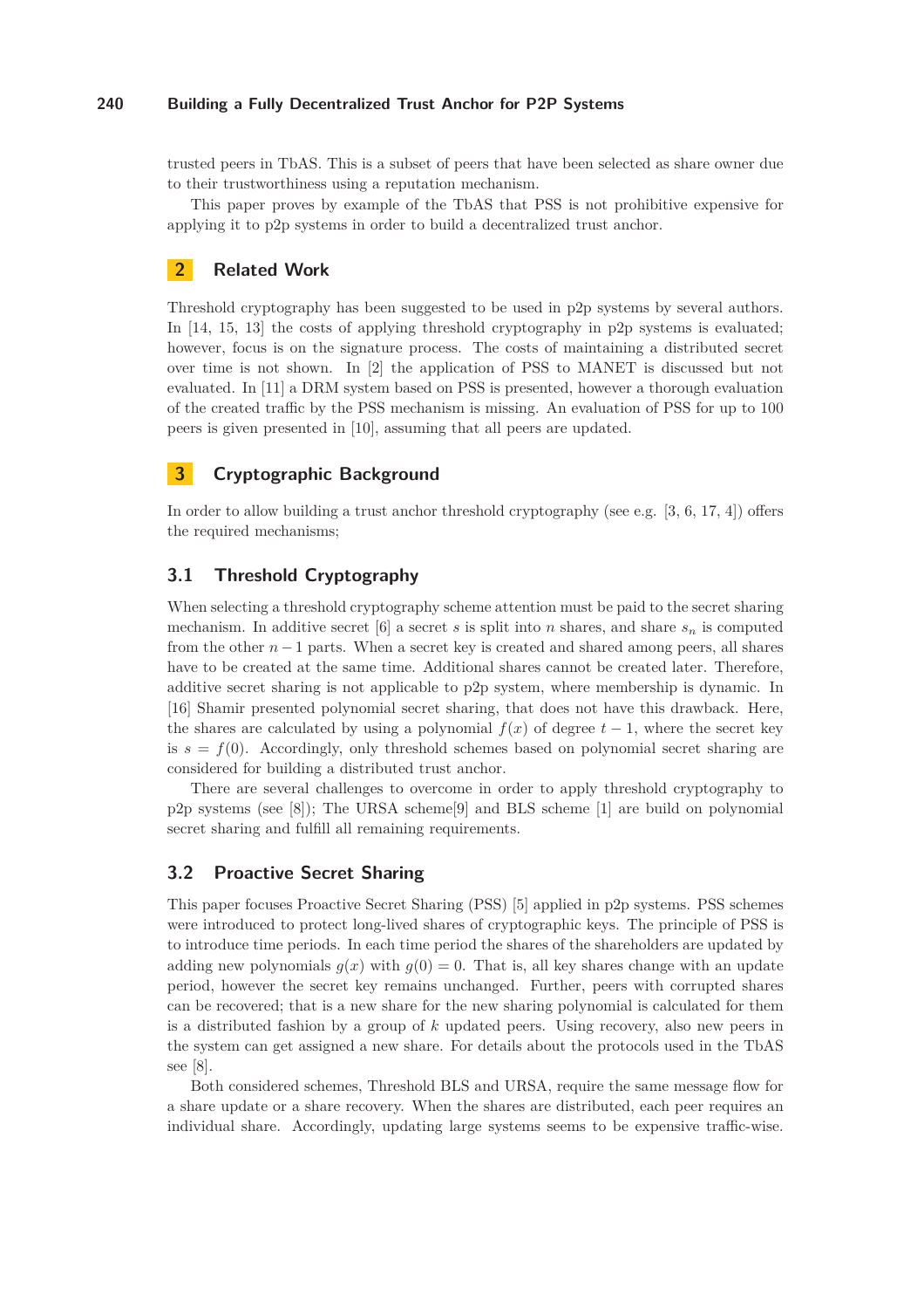trusted peers in TbAS. This is a subset of peers that have been selected as share owner due to their trustworthiness using a reputation mechanism.

This paper proves by example of the TbAS that PSS is not prohibitive expensive for applying it to p2p systems in order to build a decentralized trust anchor.

## 2 Related Work

Threshold cryptography has been suggested to be used in p2p systems by several authors. In [14, 15, 13] the costs of applying threshold cryptography in p2p systems is evaluated; however, focus is on the signature process. The costs of maintaining a distributed secret over time is not shown. In [2] the application of PSS to MANET is discussed but not evaluated. In [11] a DRM system based on PSS is presented, however a thorough evaluation of the created traffic by the PSS mechanism is missing. An evaluation of PSS for up to 100 peers is given presented in [10], assuming that all peers are updated.

## 3 Cryptographic Background

In order to allow building a trust anchor threshold cryptography (see e.g. [3, 6, 17, 4]) offers the required mechanisms;

### 3.1 Threshold Cryptography

When selecting a threshold cryptography scheme attention must be paid to the secret sharing mechanism. In additive secret [6] a secret $s$ is split into $n$ shares, and share $s_n$ is computed from the other $n-1$ parts. When a secret key is created and shared among peers, all shares have to be created at the same time. Additional shares cannot be created later. Therefore, additive secret sharing is not applicable to p2p system, where membership is dynamic. In [16] Shamir presented polynomial secret sharing, that does not have this drawback. Here, the shares are calculated by using a polynomial $f(x)$ of degree $t-1$, where the secret key is $s = f(0)$. Accordingly, only threshold schemes based on polynomial secret sharing are considered for building a distributed trust anchor.

There are several challenges to overcome in order to apply threshold cryptography to p2p systems (see [8]); The URSA scheme[9] and BLS scheme [1] are build on polynomial secret sharing and fulfill all remaining requirements.

### 3.2 Proactive Secret Sharing

This paper focuses Proactive Secret Sharing (PSS) [5] applied in p2p systems. PSS schemes were introduced to protect long-lived shares of cryptographic keys. The principle of PSS is to introduce time periods. In each time period the shares of the shareholders are updated by adding new polynomials $g(x)$ with $g(0) = 0$. That is, all key shares change with an update period, however the secret key remains unchanged. Further, peers with corrupted shares can be recovered; that is a new share for the new sharing polynomial is calculated for them is a distributed fashion by a group of $k$ updated peers. Using recovery, also new peers in the system can get assigned a new share. For details about the protocols used in the TbAS see [8].

Both considered schemes, Threshold BLS and URSA, require the same message flow for a share update or a share recovery. When the shares are distributed, each peer requires an individual share. Accordingly, updating large systems seems to be expensive traffic-wise.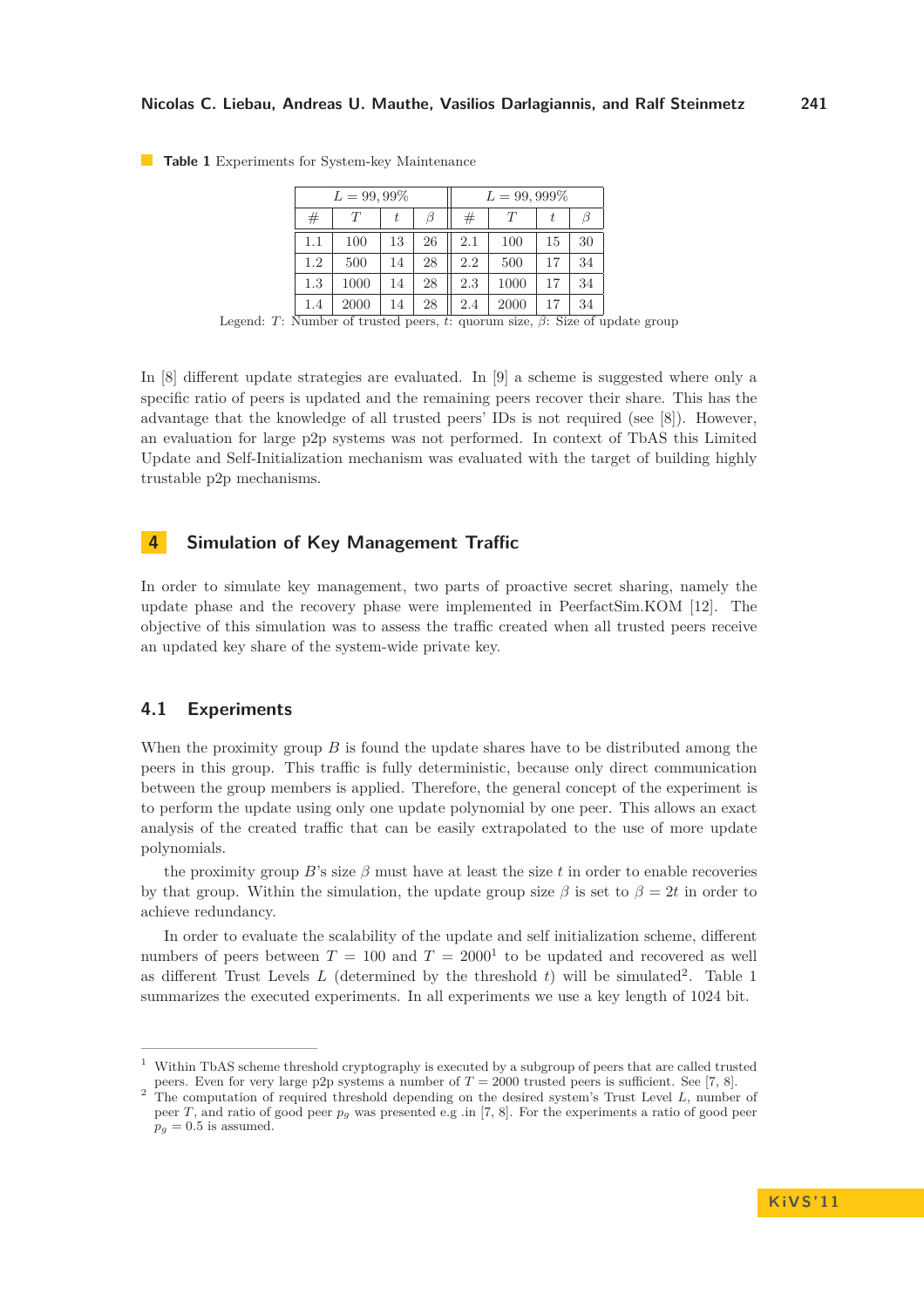**Table 1** Experiments for System-key Maintenance

| $L = 99,99\%$ | | | | $L = 99,999\%$ | | | |
|---|---|---|---|---|---|---|---|
| # | $T$ | $t$ | $\beta$ | # | $T$ | $t$ | $\beta$ |
| 1.1 | 100 | 13 | 26 | 2.1 | 100 | 15 | 30 |
| 1.2 | 500 | 14 | 28 | 2.2 | 500 | 17 | 34 |
| 1.3 | 1000 | 14 | 28 | 2.3 | 1000 | 17 | 34 |
| 1.4 | 2000 | 14 | 28 | 2.4 | 2000 | 17 | 34 |

Legend: $T$: Number of trusted peers, $t$: quorum size, $\beta$: Size of update group

In [8] different update strategies are evaluated. In [9] a scheme is suggested where only a specific ratio of peers is updated and the remaining peers recover their share. This has the advantage that the knowledge of all trusted peers' IDs is not required (see [8]). However, an evaluation for large p2p systems was not performed. In context of TbAS this Limited Update and Self-Initialization mechanism was evaluated with the target of building highly trustable p2p mechanisms.

## 4 Simulation of Key Management Traffic

In order to simulate key management, two parts of proactive secret sharing, namely the update phase and the recovery phase were implemented in PeerfactSim.KOM [12]. The objective of this simulation was to assess the traffic created when all trusted peers receive an updated key share of the system-wide private key.

### 4.1 Experiments

When the proximity group $B$ is found the update shares have to be distributed among the peers in this group. This traffic is fully deterministic, because only direct communication between the group members is applied. Therefore, the general concept of the experiment is to perform the update using only one update polynomial by one peer. This allows an exact analysis of the created traffic that can be easily extrapolated to the use of more update polynomials.

the proximity group $B$'s size $\beta$ must have at least the size $t$ in order to enable recoveries by that group. Within the simulation, the update group size $\beta$ is set to $\beta = 2t$ in order to achieve redundancy.

In order to evaluate the scalability of the update and self initialization scheme, different numbers of peers between $T = 100$ and $T = 2000$[1] to be updated and recovered as well as different Trust Levels $L$ (determined by the threshold $t$) will be simulated[2]. Table 1 summarizes the executed experiments. In all experiments we use a key length of 1024 bit.

---

[1] Within TbAS scheme threshold cryptography is executed by a subgroup of peers that are called trusted peers. Even for very large p2p systems a number of $T = 2000$ trusted peers is sufficient. See [7, 8].

[2] The computation of required threshold depending on the desired system's Trust Level $L$, number of peer $T$, and ratio of good peer $p_g$ was presented e.g .in [7, 8]. For the experiments a ratio of good peer $p_g = 0.5$ is assumed.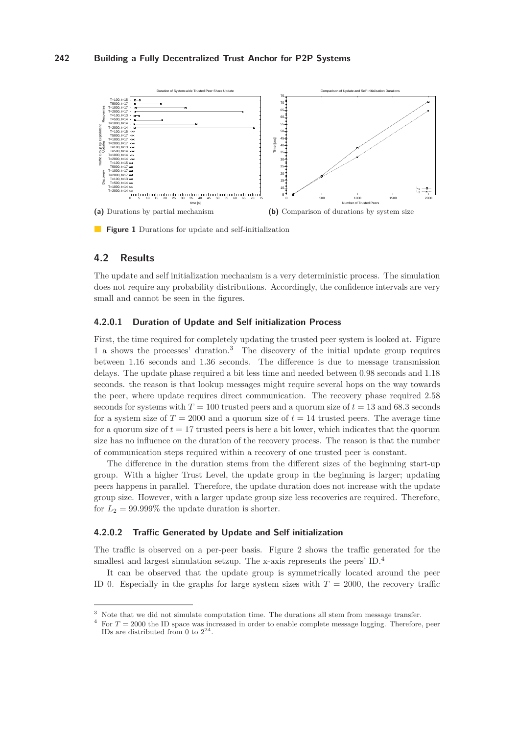**(a)** Durations by partial mechanism

**(b)** Comparison of durations by system size

**Figure 1** Durations for update and self-initialization

## 4.2 Results

The update and self initialization mechanism is a very deterministic process. The simulation does not require any probability distributions. Accordingly, the confidence intervals are very small and cannot be seen in the figures.

#### 4.2.0.1 Duration of Update and Self initialization Process

First, the time required for completely updating the trusted peer system is looked at. Figure 1 a shows the processes' duration.[3] The discovery of the initial update group requires between 1.16 seconds and 1.36 seconds. The difference is due to message transmission delays. The update phase required a bit less time and needed between 0.98 seconds and 1.18 seconds. the reason is that lookup messages might require several hops on the way towards the peer, where update requires direct communication. The recovery phase required 2.58 seconds for systems with $T = 100$ trusted peers and a quorum size of $t = 13$ and 68.3 seconds for a system size of $T = 2000$ and a quorum size of $t = 14$ trusted peers. The average time for a quorum size of $t = 17$ trusted peers is here a bit lower, which indicates that the quorum size has no influence on the duration of the recovery process. The reason is that the number of communication steps required within a recovery of one trusted peer is constant.

The difference in the duration stems from the different sizes of the beginning start-up group. With a higher Trust Level, the update group in the beginning is larger; updating peers happens in parallel. Therefore, the update duration does not increase with the update group size. However, with a larger update group size less recoveries are required. Therefore, for $L_2 = 99.999\%$ the update duration is shorter.

#### 4.2.0.2 Traffic Generated by Update and Self initialization

The traffic is observed on a per-peer basis. Figure 2 shows the traffic generated for the smallest and largest simulation setzup. The x-axis represents the peers' ID.[4]

It can be observed that the update group is symmetrically located around the peer ID 0. Especially in the graphs for large system sizes with $T = 2000$, the recovery traffic

[3] Note that we did not simulate computation time. The durations all stem from message transfer.

[4] For $T = 2000$ the ID space was increased in order to enable complete message logging. Therefore, peer IDs are distributed from 0 to $2^{24}$.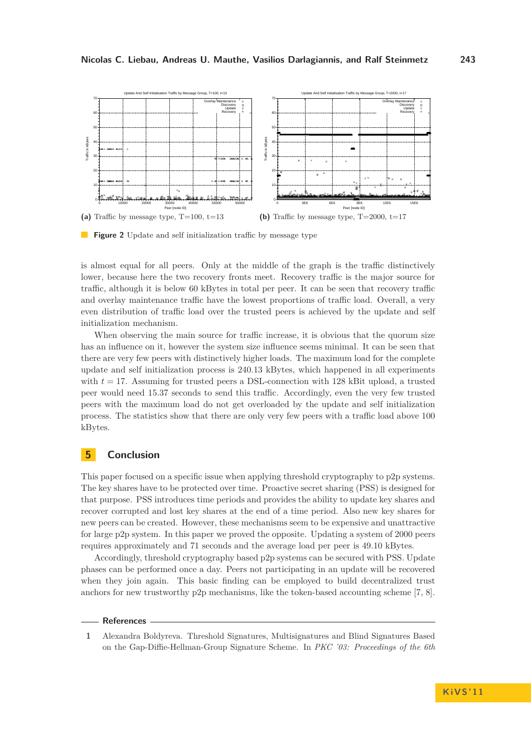(a) Traffic by message type, T=100, t=13

(b) Traffic by message type, T=2000, t=17

**Figure 2** Update and self initialization traffic by message type

is almost equal for all peers. Only at the middle of the graph is the traffic distinctively lower, because here the two recovery fronts meet. Recovery traffic is the major source for traffic, although it is below 60 kBytes in total per peer. It can be seen that recovery traffic and overlay maintenance traffic have the lowest proportions of traffic load. Overall, a very even distribution of traffic load over the trusted peers is achieved by the update and self initialization mechanism.

When observing the main source for traffic increase, it is obvious that the quorum size has an influence on it, however the system size influence seems minimal. It can be seen that there are very few peers with distinctively higher loads. The maximum load for the complete update and self initialization process is 240.13 kBytes, which happened in all experiments with $t = 17$. Assuming for trusted peers a DSL-connection with 128 kBit upload, a trusted peer would need 15.37 seconds to send this traffic. Accordingly, even the very few trusted peers with the maximum load do not get overloaded by the update and self initialization process. The statistics show that there are only very few peers with a traffic load above 100 kBytes.

## 5 Conclusion

This paper focused on a specific issue when applying threshold cryptography to p2p systems. The key shares have to be protected over time. Proactive secret sharing (PSS) is designed for that purpose. PSS introduces time periods and provides the ability to update key shares and recover corrupted and lost key shares at the end of a time period. Also new key shares for new peers can be created. However, these mechanisms seem to be expensive and unattractive for large p2p system. In this paper we proved the opposite. Updating a system of 2000 peers requires approximately and 71 seconds and the average load per peer is 49.10 kBytes.

Accordingly, threshold cryptography based p2p systems can be secured with PSS. Update phases can be performed once a day. Peers not participating in an update will be recovered when they join again. This basic finding can be employed to build decentralized trust anchors for new trustworthy p2p mechanisms, like the token-based accounting scheme [7, 8].

## References

1 Alexandra Boldyreva. Threshold Signatures, Multisignatures and Blind Signatures Based on the Gap-Diffie-Hellman-Group Signature Scheme. In *PKC '03: Proceedings of the 6th*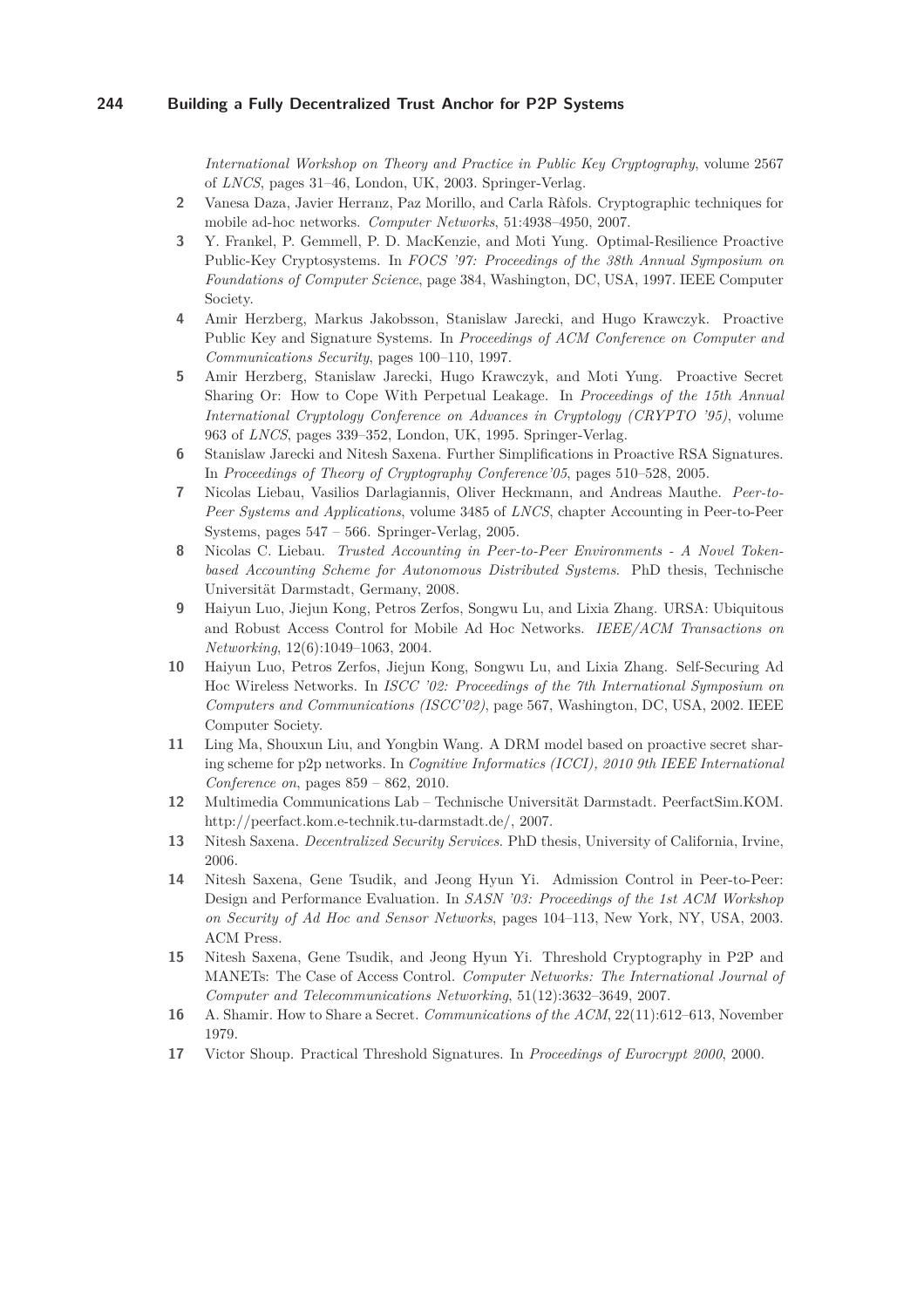*International Workshop on Theory and Practice in Public Key Cryptography*, volume 2567 of *LNCS*, pages 31–46, London, UK, 2003. Springer-Verlag.

**2** Vanesa Daza, Javier Herranz, Paz Morillo, and Carla Ràfols. Cryptographic techniques for mobile ad-hoc networks. *Computer Networks*, 51:4938–4950, 2007.

**3** Y. Frankel, P. Gemmell, P. D. MacKenzie, and Moti Yung. Optimal-Resilience Proactive Public-Key Cryptosystems. In *FOCS '97: Proceedings of the 38th Annual Symposium on Foundations of Computer Science*, page 384, Washington, DC, USA, 1997. IEEE Computer Society.

**4** Amir Herzberg, Markus Jakobsson, Stanislaw Jarecki, and Hugo Krawczyk. Proactive Public Key and Signature Systems. In *Proceedings of ACM Conference on Computer and Communications Security*, pages 100–110, 1997.

**5** Amir Herzberg, Stanislaw Jarecki, Hugo Krawczyk, and Moti Yung. Proactive Secret Sharing Or: How to Cope With Perpetual Leakage. In *Proceedings of the 15th Annual International Cryptology Conference on Advances in Cryptology (CRYPTO '95)*, volume 963 of *LNCS*, pages 339–352, London, UK, 1995. Springer-Verlag.

**6** Stanislaw Jarecki and Nitesh Saxena. Further Simplifications in Proactive RSA Signatures. In *Proceedings of Theory of Cryptography Conference'05*, pages 510–528, 2005.

**7** Nicolas Liebau, Vasilios Darlagiannis, Oliver Heckmann, and Andreas Mauthe. *Peer-to-Peer Systems and Applications*, volume 3485 of *LNCS*, chapter Accounting in Peer-to-Peer Systems, pages 547 – 566. Springer-Verlag, 2005.

**8** Nicolas C. Liebau. *Trusted Accounting in Peer-to-Peer Environments - A Novel Token-based Accounting Scheme for Autonomous Distributed Systems*. PhD thesis, Technische Universität Darmstadt, Germany, 2008.

**9** Haiyun Luo, Jiejun Kong, Petros Zerfos, Songwu Lu, and Lixia Zhang. URSA: Ubiquitous and Robust Access Control for Mobile Ad Hoc Networks. *IEEE/ACM Transactions on Networking*, 12(6):1049–1063, 2004.

**10** Haiyun Luo, Petros Zerfos, Jiejun Kong, Songwu Lu, and Lixia Zhang. Self-Securing Ad Hoc Wireless Networks. In *ISCC '02: Proceedings of the 7th International Symposium on Computers and Communications (ISCC'02)*, page 567, Washington, DC, USA, 2002. IEEE Computer Society.

**11** Ling Ma, Shouxun Liu, and Yongbin Wang. A DRM model based on proactive secret sharing scheme for p2p networks. In *Cognitive Informatics (ICCI), 2010 9th IEEE International Conference on*, pages 859 – 862, 2010.

**12** Multimedia Communications Lab – Technische Universität Darmstadt. PeerfactSim.KOM. http://peerfact.kom.e-technik.tu-darmstadt.de/, 2007.

**13** Nitesh Saxena. *Decentralized Security Services*. PhD thesis, University of California, Irvine, 2006.

**14** Nitesh Saxena, Gene Tsudik, and Jeong Hyun Yi. Admission Control in Peer-to-Peer: Design and Performance Evaluation. In *SASN '03: Proceedings of the 1st ACM Workshop on Security of Ad Hoc and Sensor Networks*, pages 104–113, New York, NY, USA, 2003. ACM Press.

**15** Nitesh Saxena, Gene Tsudik, and Jeong Hyun Yi. Threshold Cryptography in P2P and MANETs: The Case of Access Control. *Computer Networks: The International Journal of Computer and Telecommunications Networking*, 51(12):3632–3649, 2007.

**16** A. Shamir. How to Share a Secret. *Communications of the ACM*, 22(11):612–613, November 1979.

**17** Victor Shoup. Practical Threshold Signatures. In *Proceedings of Eurocrypt 2000*, 2000.